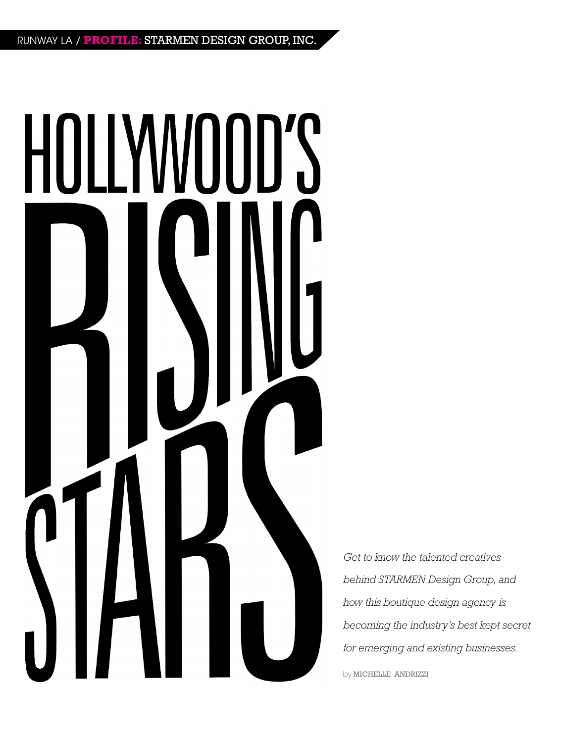RUNWAY LA / **PROFILE:** STARMEN DESIGN GROUP, INC.

# HOLLYWOOD'S RISING STARS

*Get to know the talented creatives behind STARMEN Design Group, and how this boutique design agency is becoming the industry's best kept secret for emerging and existing businesses.*

by MICHELLE ANDRIZZI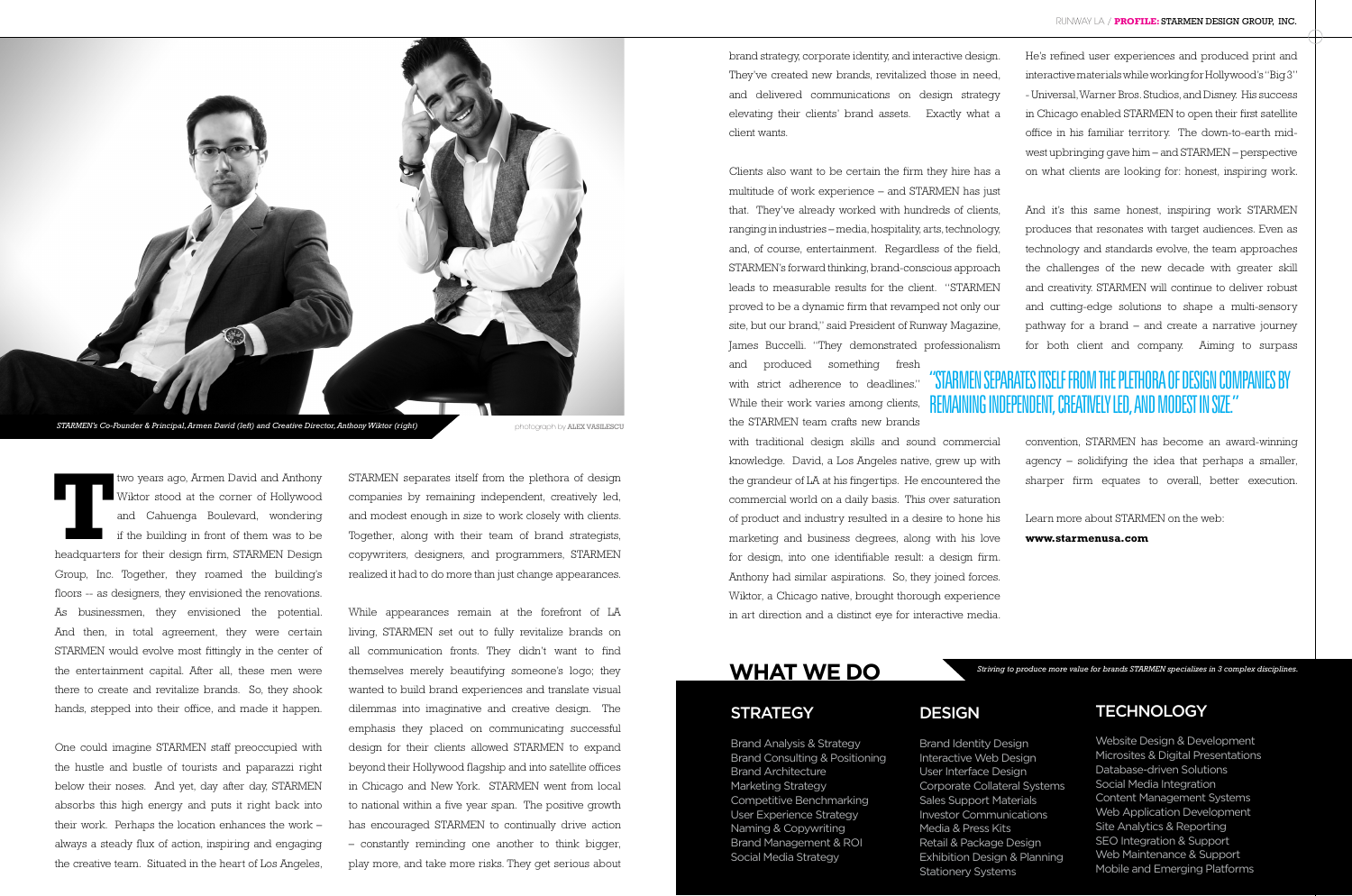STARMEN's Co-Founder & Principal, Armen David (left) and Creative Director, Anthony Wiktor (right)

photograph by ALEX VASILESCU

Two years ago, Armen David and Anthony Wiktor stood at the corner of Hollywood and Cahuenga Boulevard, wondering if the building in front of them was to be headquarters for their design firm, STARMEN Design Group, Inc. Together, they roamed the building's floors -- as designers, they envisioned the renovations. As businessmen, they envisioned the potential. And then, in total agreement, they were certain STARMEN would evolve most fittingly in the center of the entertainment capital. After all, these men were there to create and revitalize brands. So, they shook hands, stepped into their office, and made it happen.

One could imagine STARMEN staff preoccupied with the hustle and bustle of tourists and paparazzi right below their noses. And yet, day after day, STARMEN absorbs this high energy and puts it right back into their work. Perhaps the location enhances the work – always a steady flux of action, inspiring and engaging the creative team. Situated in the heart of Los Angeles, STARMEN separates itself from the plethora of design companies by remaining independent, creatively led, and modest enough in size to work closely with clients. Together, along with their team of brand strategists, copywriters, designers, and programmers, STARMEN realized it had to do more than just change appearances.

While appearances remain at the forefront of LA living, STARMEN set out to fully revitalize brands on all communication fronts. They didn't want to find themselves merely beautifying someone's logo; they wanted to build brand experiences and translate visual dilemmas into imaginative and creative design. The emphasis they placed on communicating successful design for their clients allowed STARMEN to expand beyond their Hollywood flagship and into satellite offices in Chicago and New York. STARMEN went from local to national within a five year span. The positive growth has encouraged STARMEN to continually drive action – constantly reminding one another to think bigger, play more, and take more risks. They get serious about brand strategy, corporate identity, and interactive design. They've created new brands, revitalized those in need, and delivered communications on design strategy elevating their clients' brand assets. Exactly what a client wants.

Clients also want to be certain the firm they hire has a multitude of work experience – and STARMEN has just that. They've already worked with hundreds of clients, ranging in industries – media, hospitality, arts, technology, and, of course, entertainment. Regardless of the field, STARMEN's forward thinking, brand-conscious approach leads to measurable results for the client. "STARMEN proved to be a dynamic firm that revamped not only our site, but our brand," said President of Runway Magazine, James Buccelli. "They demonstrated professionalism and produced something fresh with strict adherence to deadlines." While their work varies among clients, the STARMEN team crafts new brands with traditional design skills and sound commercial knowledge. David, a Los Angeles native, grew up with the grandeur of LA at his fingertips. He encountered the commercial world on a daily basis. This over saturation of product and industry resulted in a desire to hone his marketing and business degrees, along with his love for design, into one identifiable result: a design firm. Anthony had similar aspirations. So, they joined forces. Wiktor, a Chicago native, brought thorough experience in art direction and a distinct eye for interactive media. He's refined user experiences and produced print and interactive materials while working for Hollywood's "Big 3" - Universal, Warner Bros. Studios, and Disney. His success in Chicago enabled STARMEN to open their first satellite office in his familiar territory. The down-to-earth mid-west upbringing gave him – and STARMEN – perspective on what clients are looking for: honest, inspiring work.

And it's this same honest, inspiring work STARMEN produces that resonates with target audiences. Even as technology and standards evolve, the team approaches the challenges of the new decade with greater skill and creativity. STARMEN will continue to deliver robust and cutting-edge solutions to shape a multi-sensory pathway for a brand – and create a narrative journey for both client and company. Aiming to surpass convention, STARMEN has become an award-winning agency – solidifying the idea that perhaps a smaller, sharper firm equates to overall, better execution.

"STARMEN SEPARATES ITSELF FROM THE PLETHORA OF DESIGN COMPANIES BY REMAINING INDEPENDENT, CREATIVELY LED, AND MODEST IN SIZE."

Learn more about STARMEN on the web:

**www.starmenusa.com**

## WHAT WE DO

*Striving to produce more value for brands STARMEN specializes in 3 complex disciplines.*

### STRATEGY

- Brand Analysis & Strategy
- Brand Consulting & Positioning
- Brand Architecture
- Marketing Strategy
- Competitive Benchmarking
- User Experience Strategy
- Naming & Copywriting
- Brand Management & ROI
- Social Media Strategy

### DESIGN

- Brand Identity Design
- Interactive Web Design
- User Interface Design
- Corporate Collateral Systems
- Sales Support Materials
- Investor Communications
- Media & Press Kits
- Retail & Package Design
- Exhibition Design & Planning
- Stationery Systems

### TECHNOLOGY

- Website Design & Development
- Microsites & Digital Presentations
- Database-driven Solutions
- Social Media Integration
- Content Management Systems
- Web Application Development
- Site Analytics & Reporting
- SEO Integration & Support
- Web Maintenance & Support
- Mobile and Emerging Platforms